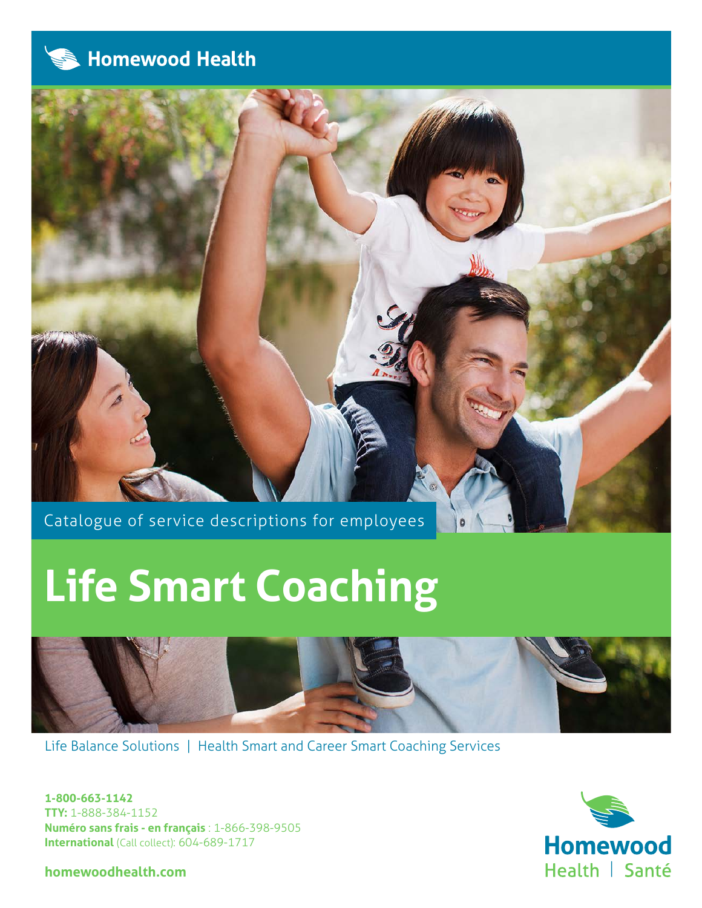Homewood Health

Catalogue of service descriptions for employees

# Life Smart Coaching

Life Balance Solutions | Health Smart and Career Smart Coaching Services

**1-800-663-1142**
**TTY:** 1-888-384-1152
**Numéro sans frais - en français** : 1-866-398-9505
**International** (Call collect): 604-689-1717

**homewoodhealth.com**

Homewood Health | Santé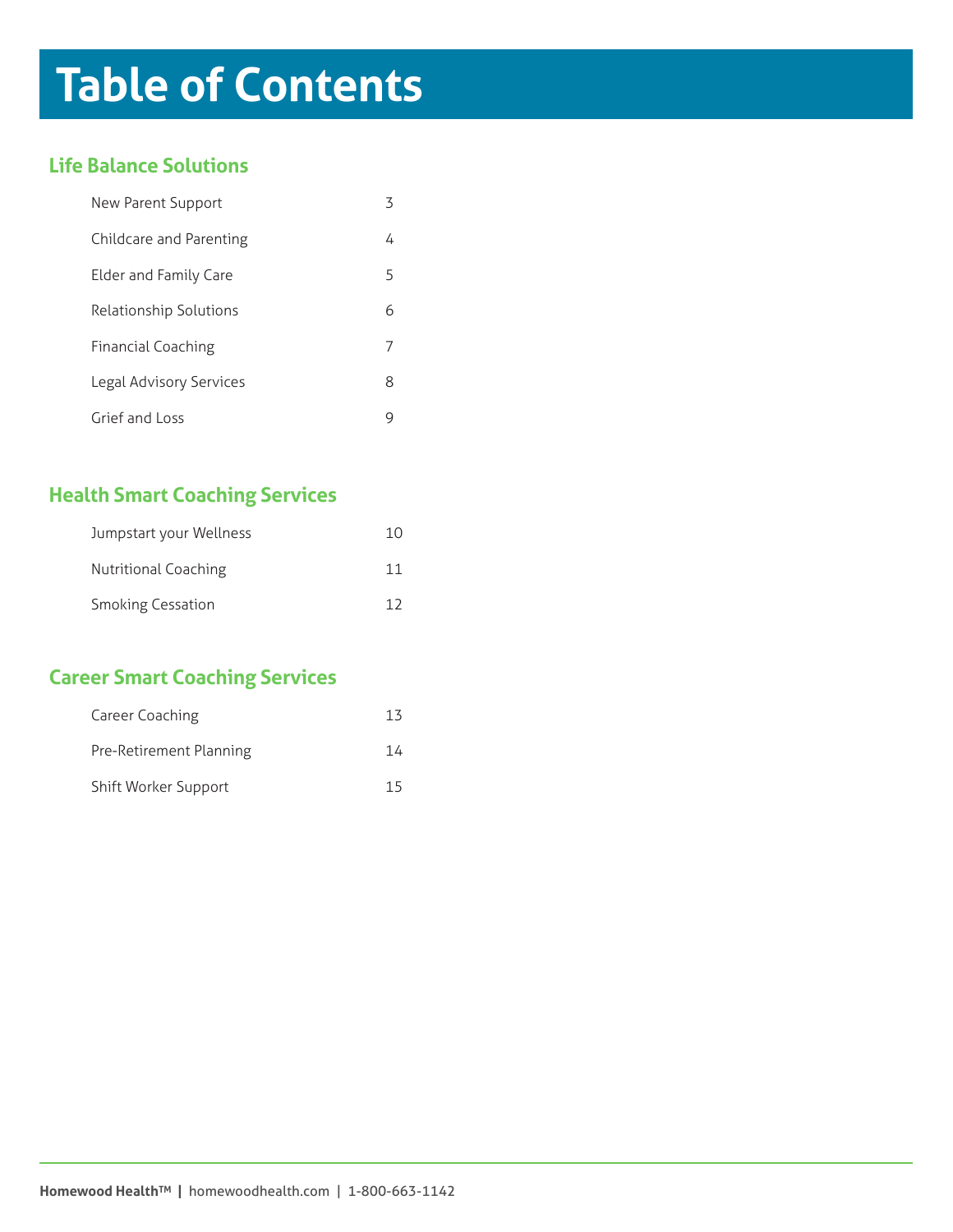# Table of Contents

## Life Balance Solutions

| | |
|---|---|
| New Parent Support | 3 |
| Childcare and Parenting | 4 |
| Elder and Family Care | 5 |
| Relationship Solutions | 6 |
| Financial Coaching | 7 |
| Legal Advisory Services | 8 |
| Grief and Loss | 9 |

## Health Smart Coaching Services

| | |
|---|---|
| Jumpstart your Wellness | 10 |
| Nutritional Coaching | 11 |
| Smoking Cessation | 12 |

## Career Smart Coaching Services

| | |
|---|---|
| Career Coaching | 13 |
| Pre-Retirement Planning | 14 |
| Shift Worker Support | 15 |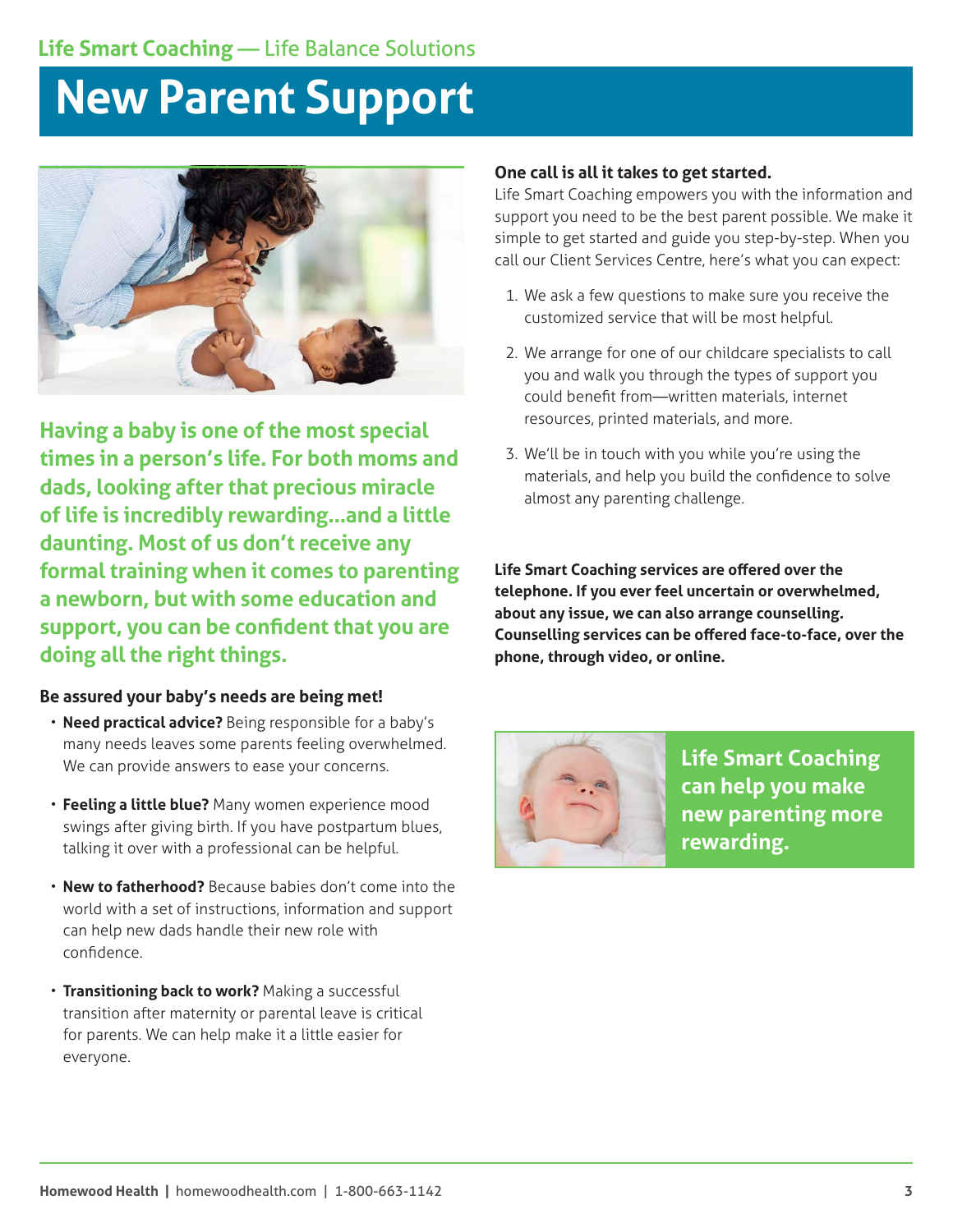Life Smart Coaching — Life Balance Solutions

# New Parent Support

**Having a baby is one of the most special times in a person's life. For both moms and dads, looking after that precious miracle of life is incredibly rewarding...and a little daunting. Most of us don't receive any formal training when it comes to parenting a newborn, but with some education and support, you can be confident that you are doing all the right things.**

### Be assured your baby's needs are being met!

- **Need practical advice?** Being responsible for a baby's many needs leaves some parents feeling overwhelmed. We can provide answers to ease your concerns.
- **Feeling a little blue?** Many women experience mood swings after giving birth. If you have postpartum blues, talking it over with a professional can be helpful.
- **New to fatherhood?** Because babies don't come into the world with a set of instructions, information and support can help new dads handle their new role with confidence.
- **Transitioning back to work?** Making a successful transition after maternity or parental leave is critical for parents. We can help make it a little easier for everyone.

### One call is all it takes to get started.

Life Smart Coaching empowers you with the information and support you need to be the best parent possible. We make it simple to get started and guide you step-by-step. When you call our Client Services Centre, here's what you can expect:

1. We ask a few questions to make sure you receive the customized service that will be most helpful.
2. We arrange for one of our childcare specialists to call you and walk you through the types of support you could benefit from—written materials, internet resources, printed materials, and more.
3. We'll be in touch with you while you're using the materials, and help you build the confidence to solve almost any parenting challenge.

**Life Smart Coaching services are offered over the telephone. If you ever feel uncertain or overwhelmed, about any issue, we can also arrange counselling. Counselling services can be offered face-to-face, over the phone, through video, or online.**

**Life Smart Coaching can help you make new parenting more rewarding.**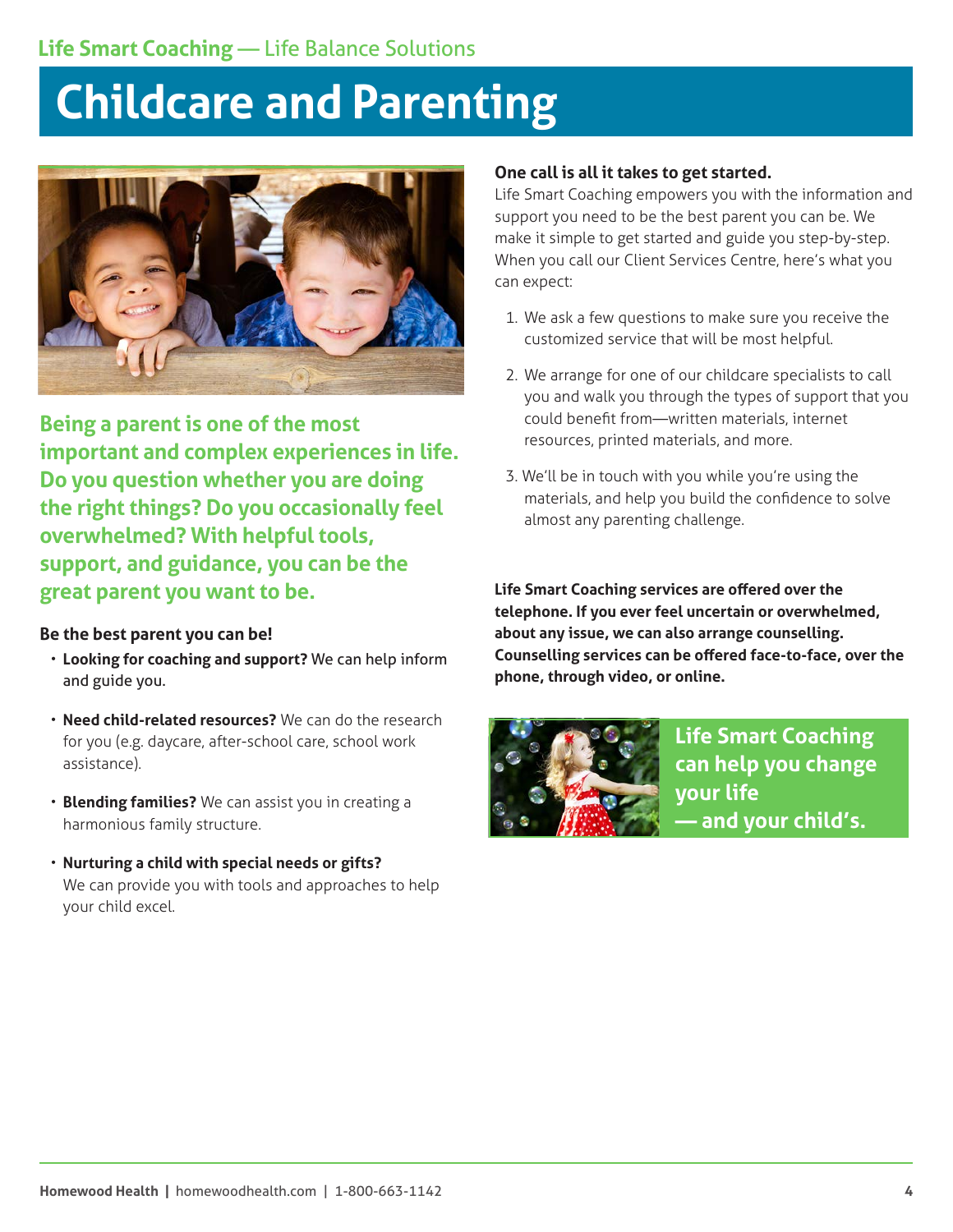# Childcare and Parenting

**Being a parent is one of the most important and complex experiences in life. Do you question whether you are doing the right things? Do you occasionally feel overwhelmed? With helpful tools, support, and guidance, you can be the great parent you want to be.**

**Be the best parent you can be!**

- **Looking for coaching and support?** We can help inform and guide you.
- **Need child-related resources?** We can do the research for you (e.g. daycare, after-school care, school work assistance).
- **Blending families?** We can assist you in creating a harmonious family structure.
- **Nurturing a child with special needs or gifts?** We can provide you with tools and approaches to help your child excel.

**One call is all it takes to get started.**

Life Smart Coaching empowers you with the information and support you need to be the best parent you can be. We make it simple to get started and guide you step-by-step. When you call our Client Services Centre, here's what you can expect:

1. We ask a few questions to make sure you receive the customized service that will be most helpful.
2. We arrange for one of our childcare specialists to call you and walk you through the types of support that you could benefit from—written materials, internet resources, printed materials, and more.
3. We'll be in touch with you while you're using the materials, and help you build the confidence to solve almost any parenting challenge.

**Life Smart Coaching services are offered over the telephone. If you ever feel uncertain or overwhelmed, about any issue, we can also arrange counselling. Counselling services can be offered face-to-face, over the phone, through video, or online.**

**Life Smart Coaching can help you change your life — and your child's.**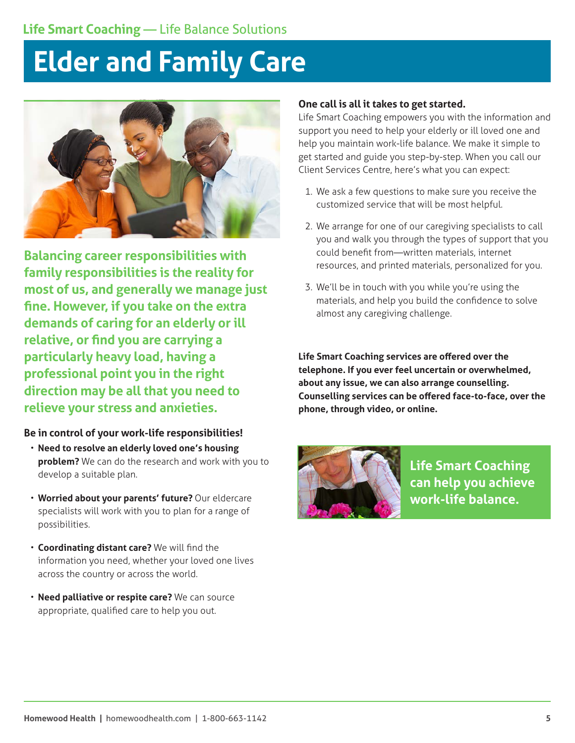# Elder and Family Care

**Balancing career responsibilities with family responsibilities is the reality for most of us, and generally we manage just fine. However, if you take on the extra demands of caring for an elderly or ill relative, or find you are carrying a particularly heavy load, having a professional point you in the right direction may be all that you need to relieve your stress and anxieties.**

**Be in control of your work-life responsibilities!**

- **Need to resolve an elderly loved one's housing problem?** We can do the research and work with you to develop a suitable plan.
- **Worried about your parents' future?** Our eldercare specialists will work with you to plan for a range of possibilities.
- **Coordinating distant care?** We will find the information you need, whether your loved one lives across the country or across the world.
- **Need palliative or respite care?** We can source appropriate, qualified care to help you out.

**One call is all it takes to get started.**

Life Smart Coaching empowers you with the information and support you need to help your elderly or ill loved one and help you maintain work-life balance. We make it simple to get started and guide you step-by-step. When you call our Client Services Centre, here's what you can expect:

1. We ask a few questions to make sure you receive the customized service that will be most helpful.
2. We arrange for one of our caregiving specialists to call you and walk you through the types of support that you could benefit from—written materials, internet resources, and printed materials, personalized for you.
3. We'll be in touch with you while you're using the materials, and help you build the confidence to solve almost any caregiving challenge.

**Life Smart Coaching services are offered over the telephone. If you ever feel uncertain or overwhelmed, about any issue, we can also arrange counselling. Counselling services can be offered face-to-face, over the phone, through video, or online.**

**Life Smart Coaching can help you achieve work-life balance.**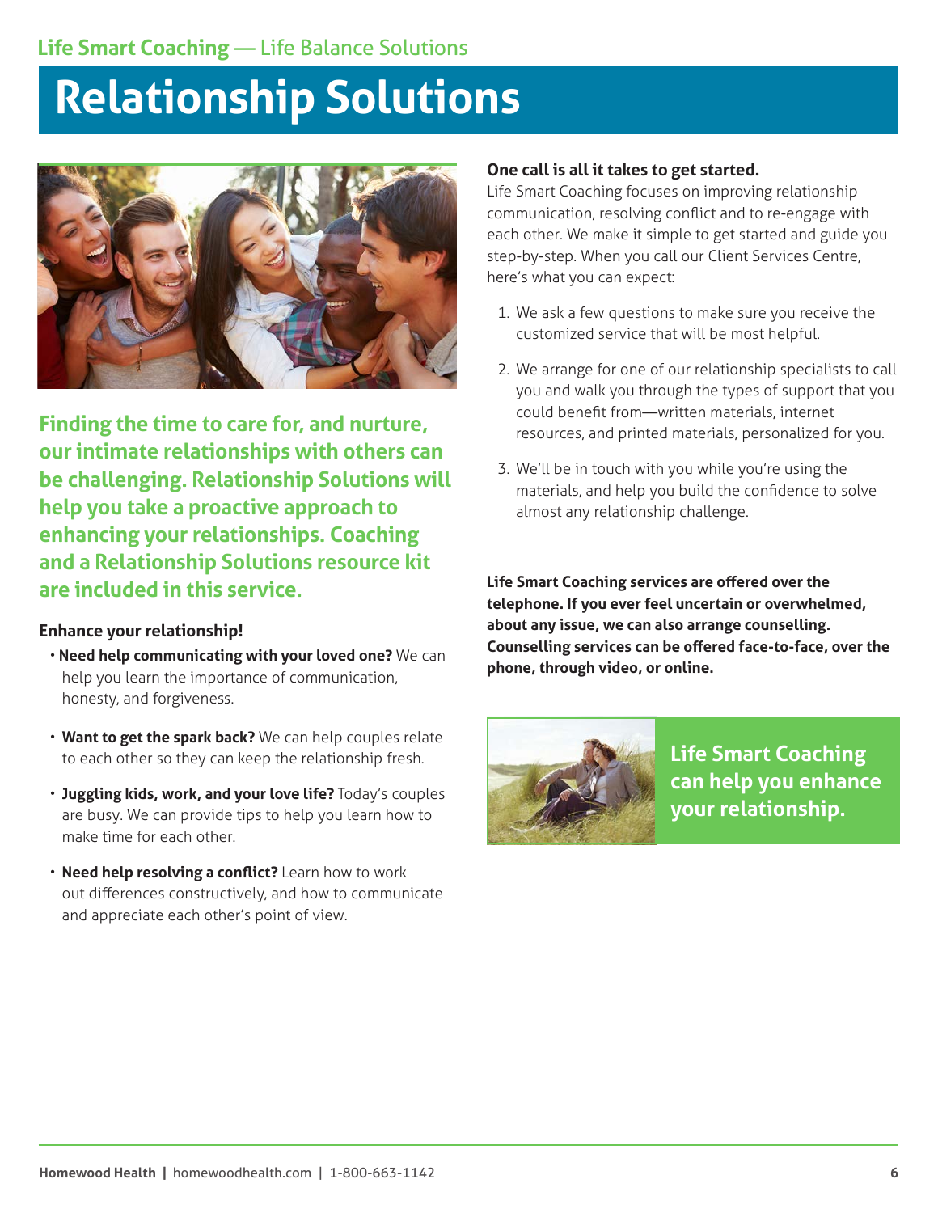Life Smart Coaching — Life Balance Solutions

# Relationship Solutions

**Finding the time to care for, and nurture, our intimate relationships with others can be challenging. Relationship Solutions will help you take a proactive approach to enhancing your relationships. Coaching and a Relationship Solutions resource kit are included in this service.**

### Enhance your relationship!

- **Need help communicating with your loved one?** We can help you learn the importance of communication, honesty, and forgiveness.
- **Want to get the spark back?** We can help couples relate to each other so they can keep the relationship fresh.
- **Juggling kids, work, and your love life?** Today's couples are busy. We can provide tips to help you learn how to make time for each other.
- **Need help resolving a conflict?** Learn how to work out differences constructively, and how to communicate and appreciate each other's point of view.

### One call is all it takes to get started.

Life Smart Coaching focuses on improving relationship communication, resolving conflict and to re-engage with each other. We make it simple to get started and guide you step-by-step. When you call our Client Services Centre, here's what you can expect:

1. We ask a few questions to make sure you receive the customized service that will be most helpful.
2. We arrange for one of our relationship specialists to call you and walk you through the types of support that you could benefit from—written materials, internet resources, and printed materials, personalized for you.
3. We'll be in touch with you while you're using the materials, and help you build the confidence to solve almost any relationship challenge.

**Life Smart Coaching services are offered over the telephone. If you ever feel uncertain or overwhelmed, about any issue, we can also arrange counselling. Counselling services can be offered face-to-face, over the phone, through video, or online.**

**Life Smart Coaching can help you enhance your relationship.**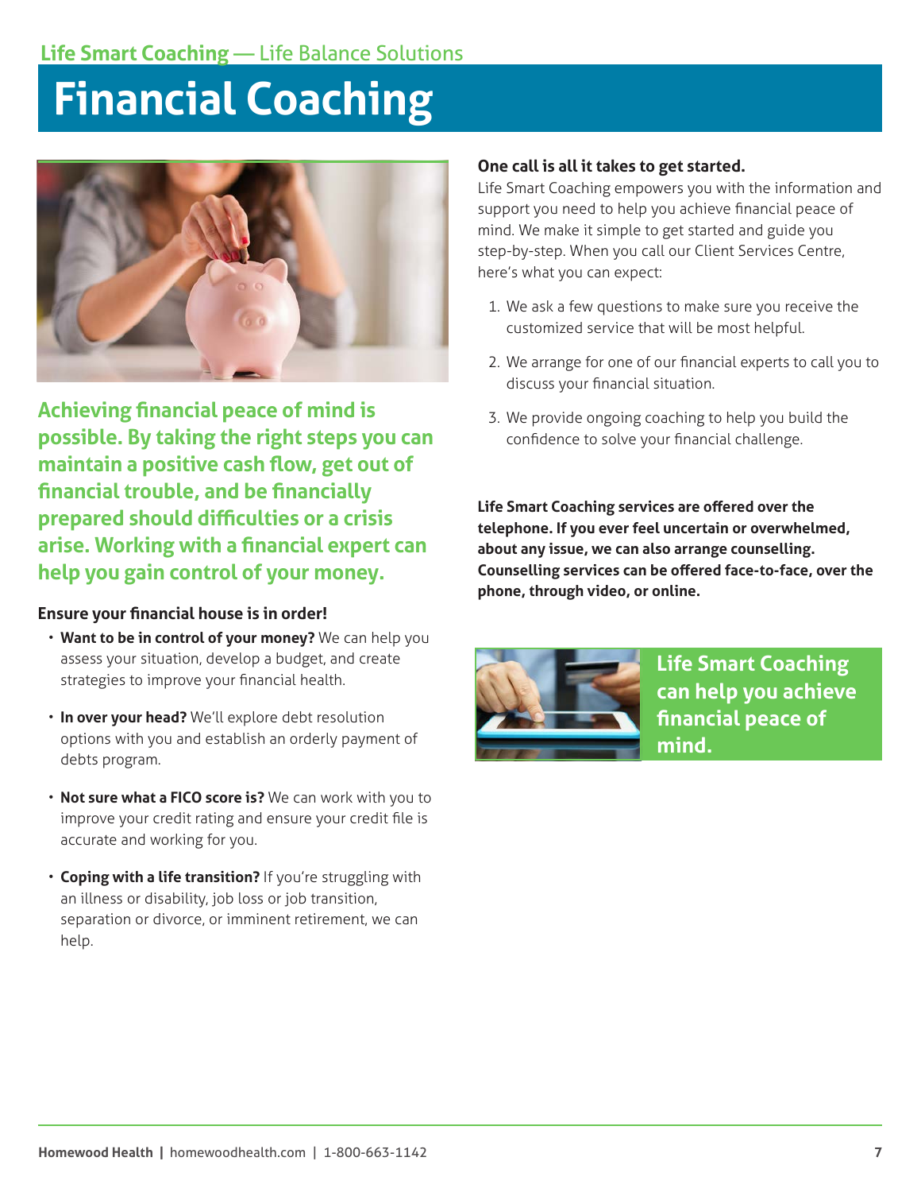Life Smart Coaching — Life Balance Solutions

# Financial Coaching

**Achieving financial peace of mind is possible. By taking the right steps you can maintain a positive cash flow, get out of financial trouble, and be financially prepared should difficulties or a crisis arise. Working with a financial expert can help you gain control of your money.**

### Ensure your financial house is in order!

- **Want to be in control of your money?** We can help you assess your situation, develop a budget, and create strategies to improve your financial health.
- **In over your head?** We'll explore debt resolution options with you and establish an orderly payment of debts program.
- **Not sure what a FICO score is?** We can work with you to improve your credit rating and ensure your credit file is accurate and working for you.
- **Coping with a life transition?** If you're struggling with an illness or disability, job loss or job transition, separation or divorce, or imminent retirement, we can help.

### One call is all it takes to get started.

Life Smart Coaching empowers you with the information and support you need to help you achieve financial peace of mind. We make it simple to get started and guide you step-by-step. When you call our Client Services Centre, here's what you can expect:

1. We ask a few questions to make sure you receive the customized service that will be most helpful.
2. We arrange for one of our financial experts to call you to discuss your financial situation.
3. We provide ongoing coaching to help you build the confidence to solve your financial challenge.

**Life Smart Coaching services are offered over the telephone. If you ever feel uncertain or overwhelmed, about any issue, we can also arrange counselling. Counselling services can be offered face-to-face, over the phone, through video, or online.**

**Life Smart Coaching can help you achieve financial peace of mind.**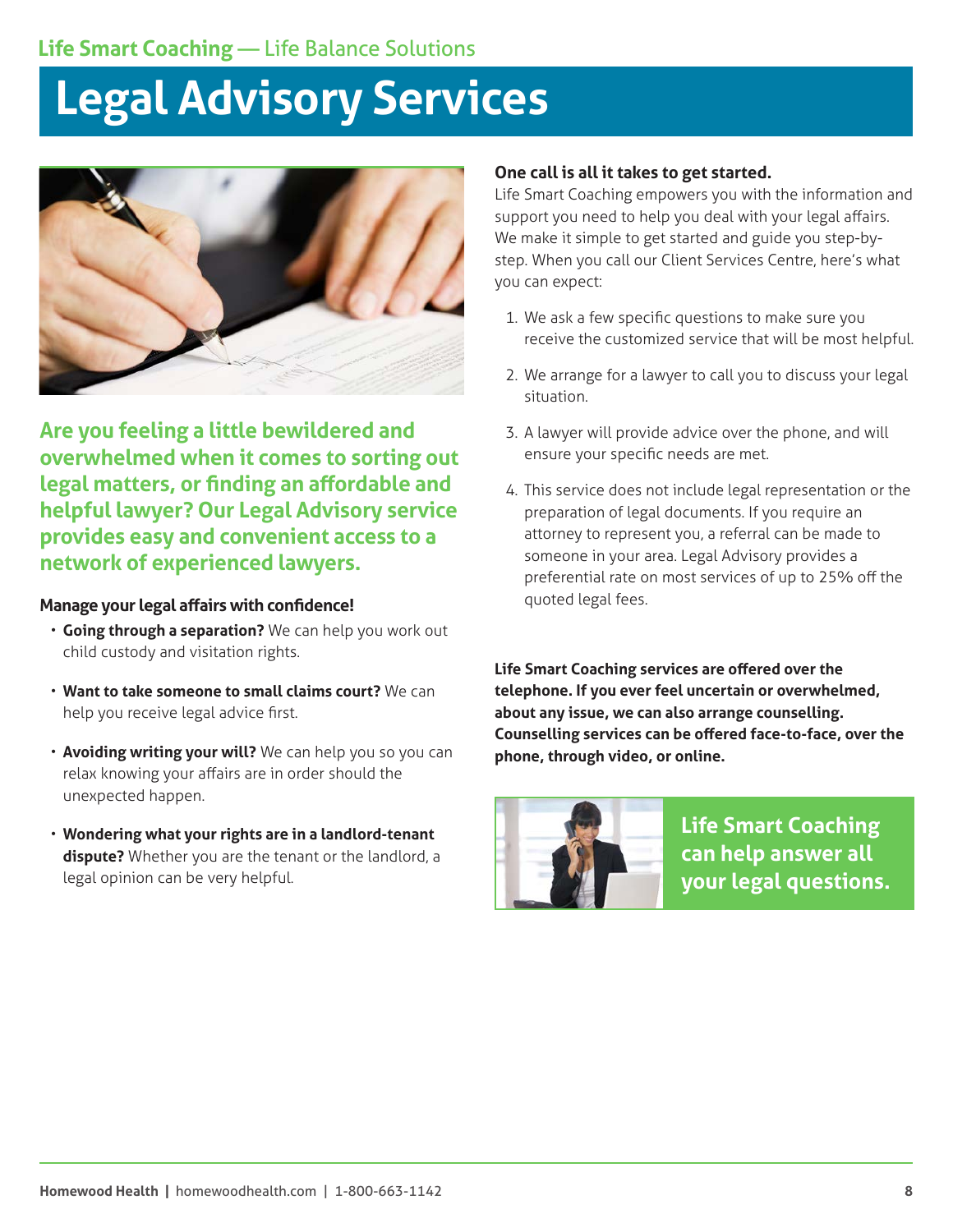# Legal Advisory Services

**Are you feeling a little bewildered and overwhelmed when it comes to sorting out legal matters, or finding an affordable and helpful lawyer? Our Legal Advisory service provides easy and convenient access to a network of experienced lawyers.**

**Manage your legal affairs with confidence!**

- **Going through a separation?** We can help you work out child custody and visitation rights.
- **Want to take someone to small claims court?** We can help you receive legal advice first.
- **Avoiding writing your will?** We can help you so you can relax knowing your affairs are in order should the unexpected happen.
- **Wondering what your rights are in a landlord-tenant dispute?** Whether you are the tenant or the landlord, a legal opinion can be very helpful.

**One call is all it takes to get started.**

Life Smart Coaching empowers you with the information and support you need to help you deal with your legal affairs. We make it simple to get started and guide you step-by-step. When you call our Client Services Centre, here's what you can expect:

1. We ask a few specific questions to make sure you receive the customized service that will be most helpful.
2. We arrange for a lawyer to call you to discuss your legal situation.
3. A lawyer will provide advice over the phone, and will ensure your specific needs are met.
4. This service does not include legal representation or the preparation of legal documents. If you require an attorney to represent you, a referral can be made to someone in your area. Legal Advisory provides a preferential rate on most services of up to 25% off the quoted legal fees.

**Life Smart Coaching services are offered over the telephone. If you ever feel uncertain or overwhelmed, about any issue, we can also arrange counselling. Counselling services can be offered face-to-face, over the phone, through video, or online.**

**Life Smart Coaching can help answer all your legal questions.**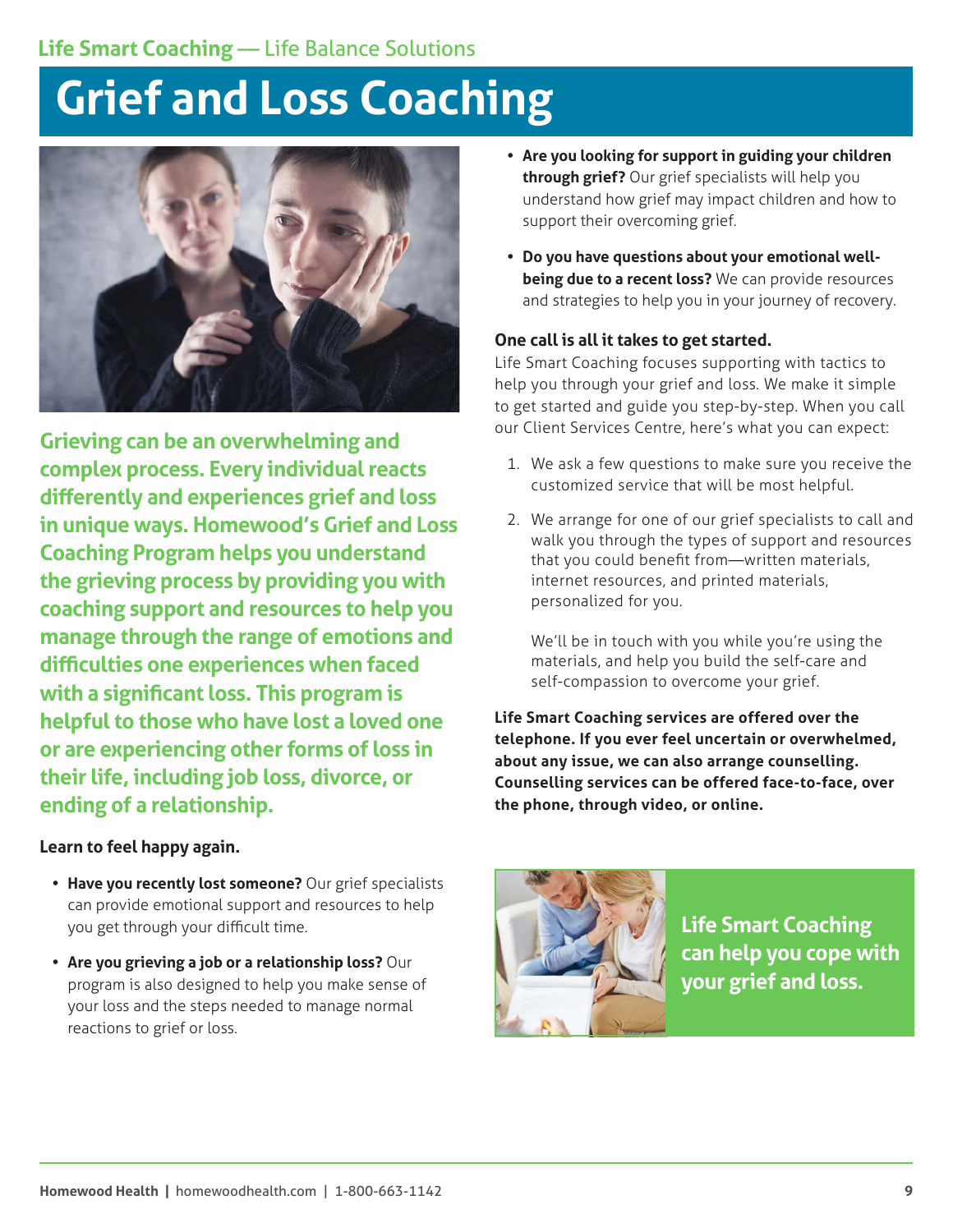# Grief and Loss Coaching

**Grieving can be an overwhelming and complex process. Every individual reacts differently and experiences grief and loss in unique ways. Homewood's Grief and Loss Coaching Program helps you understand the grieving process by providing you with coaching support and resources to help you manage through the range of emotions and difficulties one experiences when faced with a significant loss. This program is helpful to those who have lost a loved one or are experiencing other forms of loss in their life, including job loss, divorce, or ending of a relationship.**

**Learn to feel happy again.**

- **Have you recently lost someone?** Our grief specialists can provide emotional support and resources to help you get through your difficult time.
- **Are you grieving a job or a relationship loss?** Our program is also designed to help you make sense of your loss and the steps needed to manage normal reactions to grief or loss.
- **Are you looking for support in guiding your children through grief?** Our grief specialists will help you understand how grief may impact children and how to support their overcoming grief.
- **Do you have questions about your emotional well-being due to a recent loss?** We can provide resources and strategies to help you in your journey of recovery.

**One call is all it takes to get started.**

Life Smart Coaching focuses supporting with tactics to help you through your grief and loss. We make it simple to get started and guide you step-by-step. When you call our Client Services Centre, here's what you can expect:

1. We ask a few questions to make sure you receive the customized service that will be most helpful.
2. We arrange for one of our grief specialists to call and walk you through the types of support and resources that you could benefit from—written materials, internet resources, and printed materials, personalized for you.

   We'll be in touch with you while you're using the materials, and help you build the self-care and self-compassion to overcome your grief.

**Life Smart Coaching services are offered over the telephone. If you ever feel uncertain or overwhelmed, about any issue, we can also arrange counselling. Counselling services can be offered face-to-face, over the phone, through video, or online.**

**Life Smart Coaching can help you cope with your grief and loss.**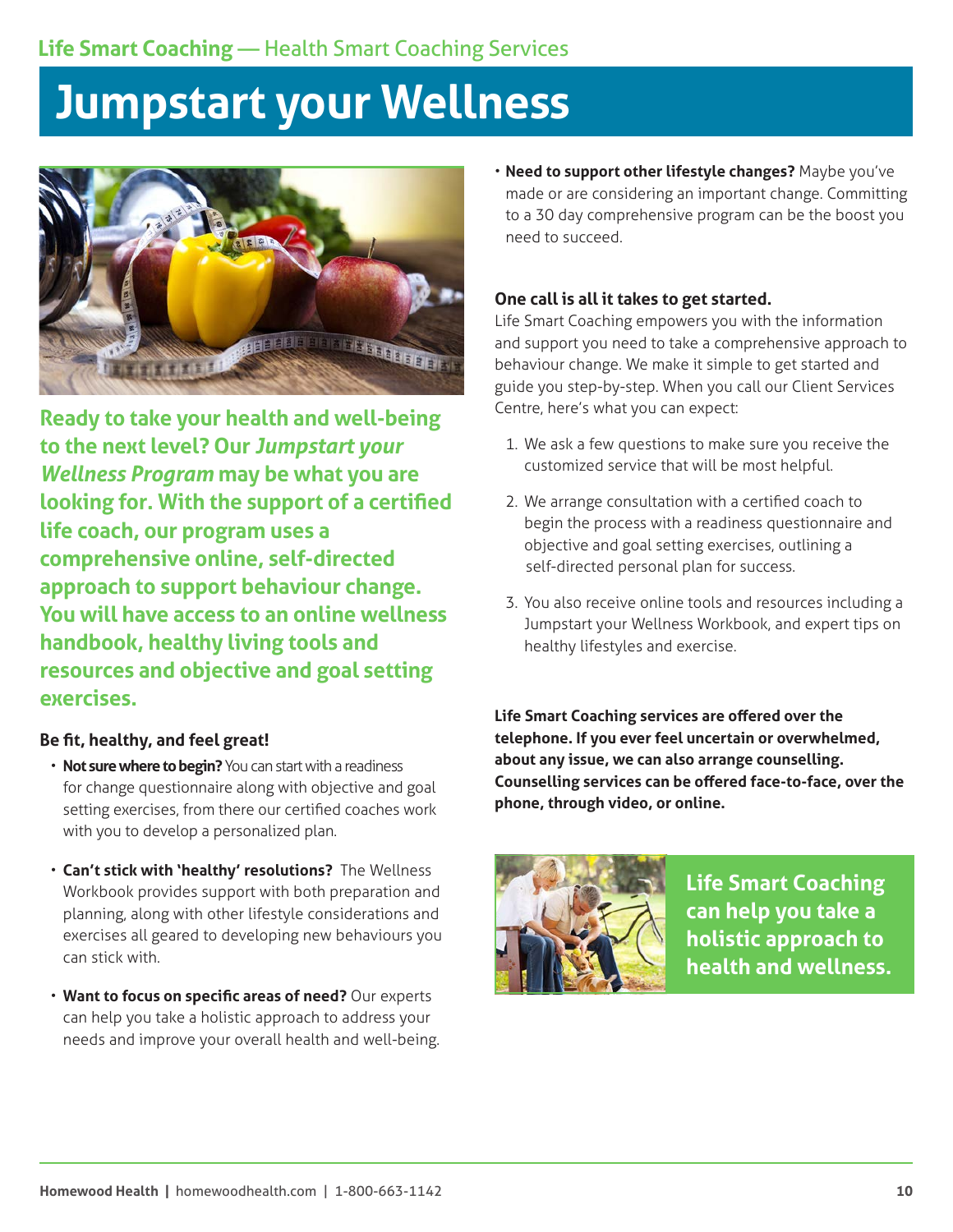Life Smart Coaching — Health Smart Coaching Services

# Jumpstart your Wellness

**Ready to take your health and well-being to the next level? Our *Jumpstart your Wellness Program* may be what you are looking for. With the support of a certified life coach, our program uses a comprehensive online, self-directed approach to support behaviour change. You will have access to an online wellness handbook, healthy living tools and resources and objective and goal setting exercises.**

### Be fit, healthy, and feel great!

- **Not sure where to begin?** You can start with a readiness for change questionnaire along with objective and goal setting exercises, from there our certified coaches work with you to develop a personalized plan.
- **Can't stick with 'healthy' resolutions?** The Wellness Workbook provides support with both preparation and planning, along with other lifestyle considerations and exercises all geared to developing new behaviours you can stick with.
- **Want to focus on specific areas of need?** Our experts can help you take a holistic approach to address your needs and improve your overall health and well-being.
- **Need to support other lifestyle changes?** Maybe you've made or are considering an important change. Committing to a 30 day comprehensive program can be the boost you need to succeed.

### One call is all it takes to get started.

Life Smart Coaching empowers you with the information and support you need to take a comprehensive approach to behaviour change. We make it simple to get started and guide you step-by-step. When you call our Client Services Centre, here's what you can expect:

1. We ask a few questions to make sure you receive the customized service that will be most helpful.
2. We arrange consultation with a certified coach to begin the process with a readiness questionnaire and objective and goal setting exercises, outlining a self-directed personal plan for success.
3. You also receive online tools and resources including a Jumpstart your Wellness Workbook, and expert tips on healthy lifestyles and exercise.

**Life Smart Coaching services are offered over the telephone. If you ever feel uncertain or overwhelmed, about any issue, we can also arrange counselling. Counselling services can be offered face-to-face, over the phone, through video, or online.**

**Life Smart Coaching can help you take a holistic approach to health and wellness.**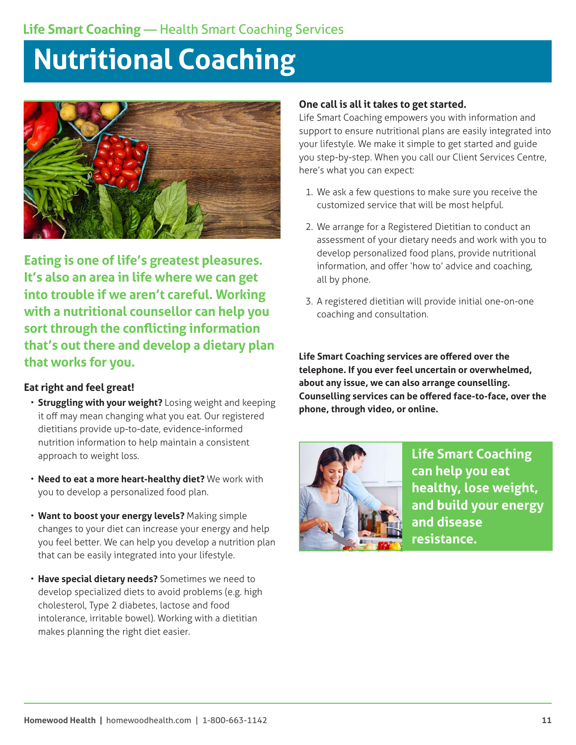Life Smart Coaching — Health Smart Coaching Services

# Nutritional Coaching

**Eating is one of life's greatest pleasures. It's also an area in life where we can get into trouble if we aren't careful. Working with a nutritional counsellor can help you sort through the conflicting information that's out there and develop a dietary plan that works for you.**

### Eat right and feel great!

- **Struggling with your weight?** Losing weight and keeping it off may mean changing what you eat. Our registered dietitians provide up-to-date, evidence-informed nutrition information to help maintain a consistent approach to weight loss.
- **Need to eat a more heart-healthy diet?** We work with you to develop a personalized food plan.
- **Want to boost your energy levels?** Making simple changes to your diet can increase your energy and help you feel better. We can help you develop a nutrition plan that can be easily integrated into your lifestyle.
- **Have special dietary needs?** Sometimes we need to develop specialized diets to avoid problems (e.g. high cholesterol, Type 2 diabetes, lactose and food intolerance, irritable bowel). Working with a dietitian makes planning the right diet easier.

### One call is all it takes to get started.

Life Smart Coaching empowers you with information and support to ensure nutritional plans are easily integrated into your lifestyle. We make it simple to get started and guide you step-by-step. When you call our Client Services Centre, here's what you can expect:

1. We ask a few questions to make sure you receive the customized service that will be most helpful.
2. We arrange for a Registered Dietitian to conduct an assessment of your dietary needs and work with you to develop personalized food plans, provide nutritional information, and offer 'how to' advice and coaching, all by phone.
3. A registered dietitian will provide initial one-on-one coaching and consultation.

**Life Smart Coaching services are offered over the telephone. If you ever feel uncertain or overwhelmed, about any issue, we can also arrange counselling. Counselling services can be offered face-to-face, over the phone, through video, or online.**

**Life Smart Coaching can help you eat healthy, lose weight, and build your energy and disease resistance.**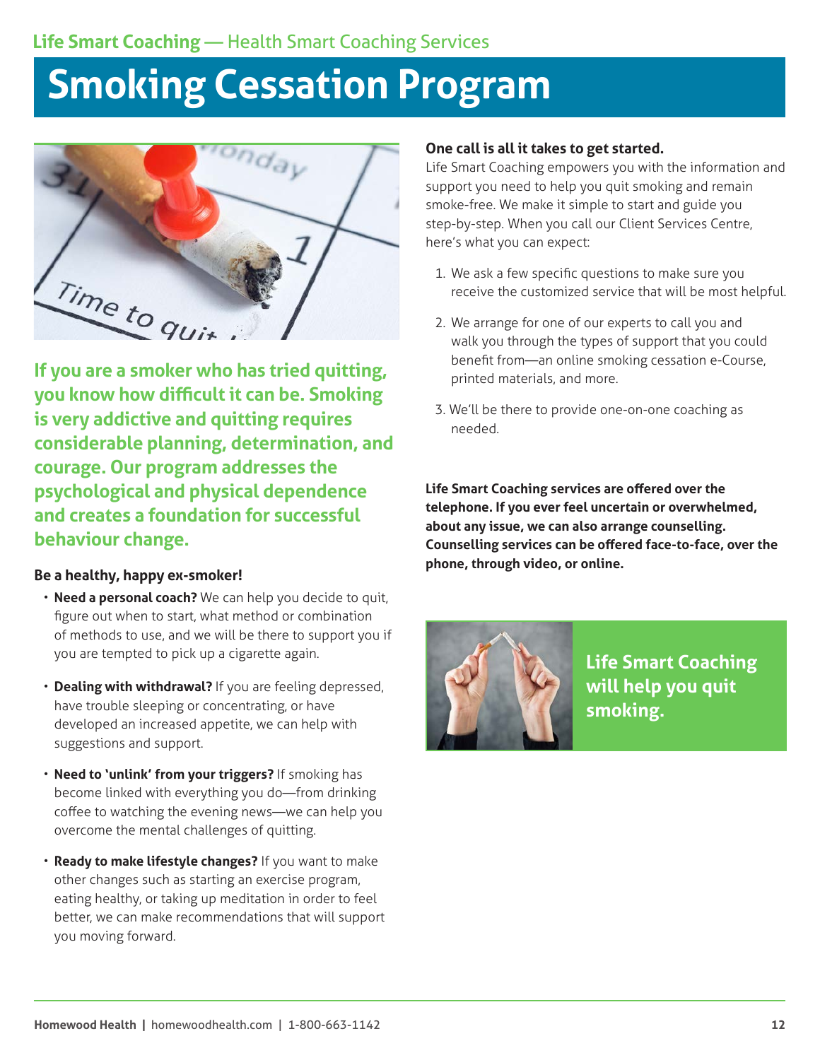# Smoking Cessation Program

**If you are a smoker who has tried quitting, you know how difficult it can be. Smoking is very addictive and quitting requires considerable planning, determination, and courage. Our program addresses the psychological and physical dependence and creates a foundation for successful behaviour change.**

### Be a healthy, happy ex-smoker!

- **Need a personal coach?** We can help you decide to quit, figure out when to start, what method or combination of methods to use, and we will be there to support you if you are tempted to pick up a cigarette again.
- **Dealing with withdrawal?** If you are feeling depressed, have trouble sleeping or concentrating, or have developed an increased appetite, we can help with suggestions and support.
- **Need to 'unlink' from your triggers?** If smoking has become linked with everything you do—from drinking coffee to watching the evening news—we can help you overcome the mental challenges of quitting.
- **Ready to make lifestyle changes?** If you want to make other changes such as starting an exercise program, eating healthy, or taking up meditation in order to feel better, we can make recommendations that will support you moving forward.

### One call is all it takes to get started.

Life Smart Coaching empowers you with the information and support you need to help you quit smoking and remain smoke-free. We make it simple to start and guide you step-by-step. When you call our Client Services Centre, here's what you can expect:

1. We ask a few specific questions to make sure you receive the customized service that will be most helpful.
2. We arrange for one of our experts to call you and walk you through the types of support that you could benefit from—an online smoking cessation e-Course, printed materials, and more.
3. We'll be there to provide one-on-one coaching as needed.

**Life Smart Coaching services are offered over the telephone. If you ever feel uncertain or overwhelmed, about any issue, we can also arrange counselling. Counselling services can be offered face-to-face, over the phone, through video, or online.**

**Life Smart Coaching will help you quit smoking.**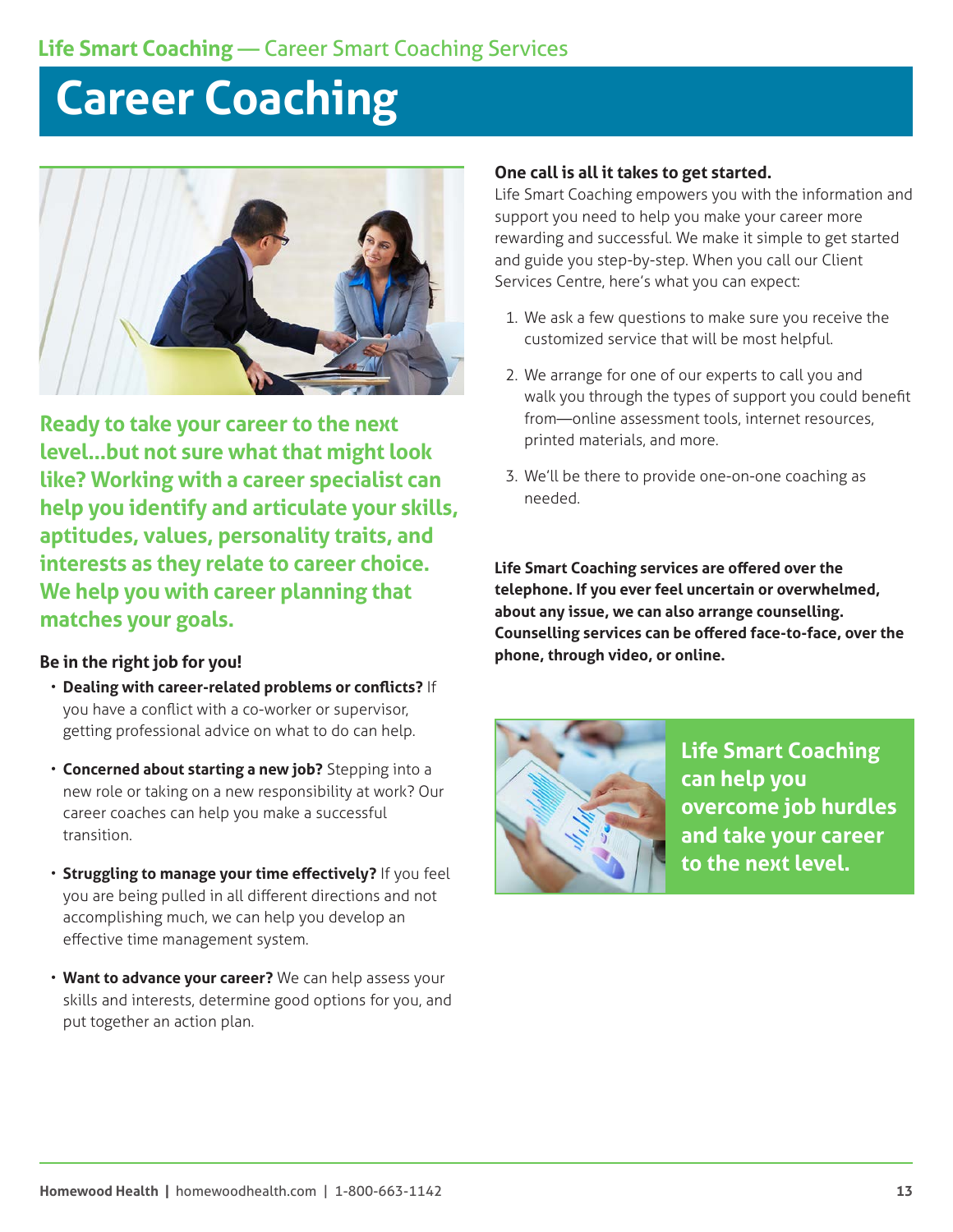Life Smart Coaching — Career Smart Coaching Services

# Career Coaching

**Ready to take your career to the next level...but not sure what that might look like? Working with a career specialist can help you identify and articulate your skills, aptitudes, values, personality traits, and interests as they relate to career choice. We help you with career planning that matches your goals.**

**Be in the right job for you!**

- **Dealing with career-related problems or conflicts?** If you have a conflict with a co-worker or supervisor, getting professional advice on what to do can help.
- **Concerned about starting a new job?** Stepping into a new role or taking on a new responsibility at work? Our career coaches can help you make a successful transition.
- **Struggling to manage your time effectively?** If you feel you are being pulled in all different directions and not accomplishing much, we can help you develop an effective time management system.
- **Want to advance your career?** We can help assess your skills and interests, determine good options for you, and put together an action plan.

**One call is all it takes to get started.**

Life Smart Coaching empowers you with the information and support you need to help you make your career more rewarding and successful. We make it simple to get started and guide you step-by-step. When you call our Client Services Centre, here's what you can expect:

1. We ask a few questions to make sure you receive the customized service that will be most helpful.
2. We arrange for one of our experts to call you and walk you through the types of support you could benefit from—online assessment tools, internet resources, printed materials, and more.
3. We'll be there to provide one-on-one coaching as needed.

**Life Smart Coaching services are offered over the telephone. If you ever feel uncertain or overwhelmed, about any issue, we can also arrange counselling. Counselling services can be offered face-to-face, over the phone, through video, or online.**

**Life Smart Coaching can help you overcome job hurdles and take your career to the next level.**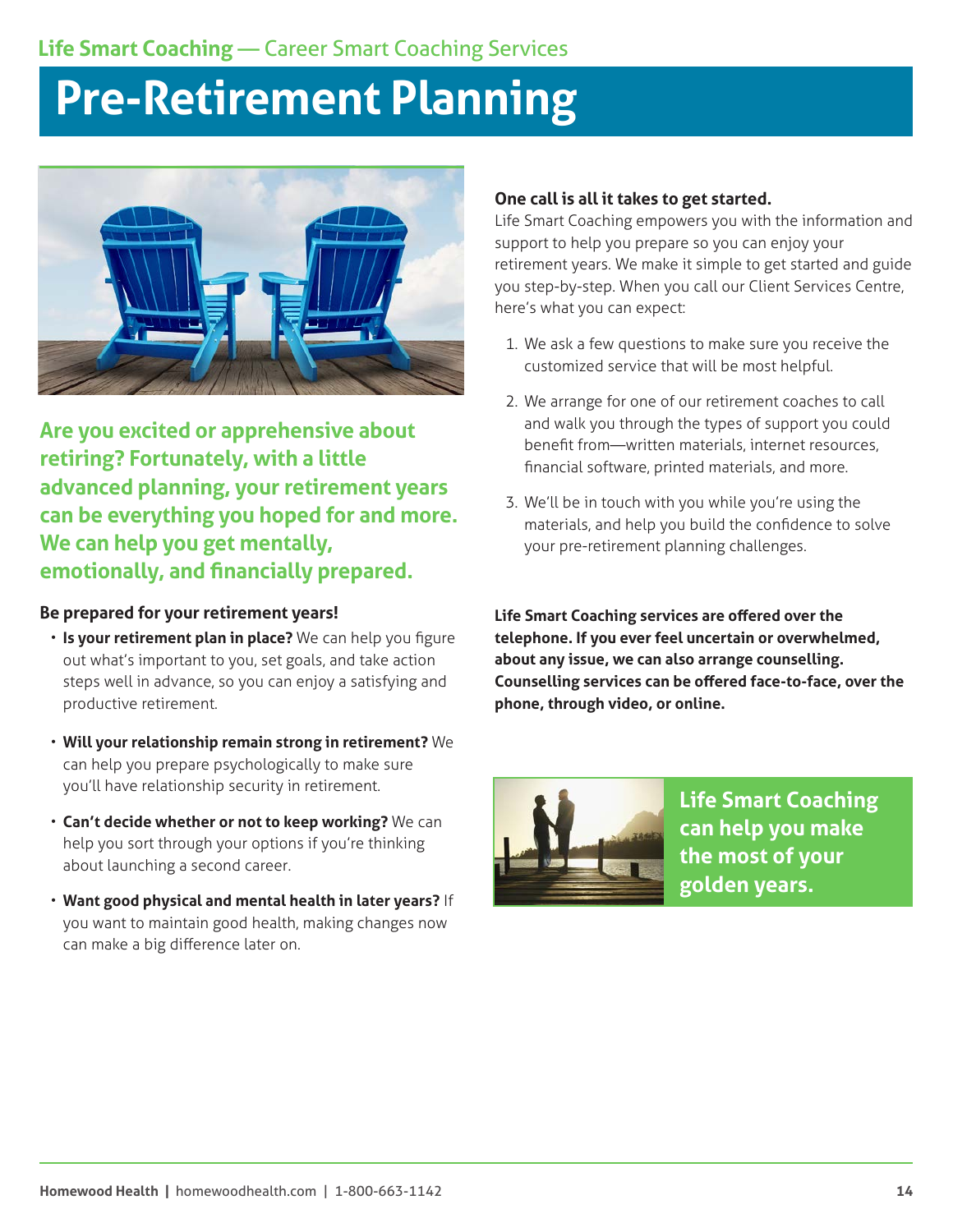Life Smart Coaching — Career Smart Coaching Services

# Pre-Retirement Planning

**Are you excited or apprehensive about retiring? Fortunately, with a little advanced planning, your retirement years can be everything you hoped for and more. We can help you get mentally, emotionally, and financially prepared.**

**Be prepared for your retirement years!**

- **Is your retirement plan in place?** We can help you figure out what's important to you, set goals, and take action steps well in advance, so you can enjoy a satisfying and productive retirement.
- **Will your relationship remain strong in retirement?** We can help you prepare psychologically to make sure you'll have relationship security in retirement.
- **Can't decide whether or not to keep working?** We can help you sort through your options if you're thinking about launching a second career.
- **Want good physical and mental health in later years?** If you want to maintain good health, making changes now can make a big difference later on.

**One call is all it takes to get started.**

Life Smart Coaching empowers you with the information and support to help you prepare so you can enjoy your retirement years. We make it simple to get started and guide you step-by-step. When you call our Client Services Centre, here's what you can expect:

1. We ask a few questions to make sure you receive the customized service that will be most helpful.
2. We arrange for one of our retirement coaches to call and walk you through the types of support you could benefit from—written materials, internet resources, financial software, printed materials, and more.
3. We'll be in touch with you while you're using the materials, and help you build the confidence to solve your pre-retirement planning challenges.

**Life Smart Coaching services are offered over the telephone. If you ever feel uncertain or overwhelmed, about any issue, we can also arrange counselling. Counselling services can be offered face-to-face, over the phone, through video, or online.**

**Life Smart Coaching can help you make the most of your golden years.**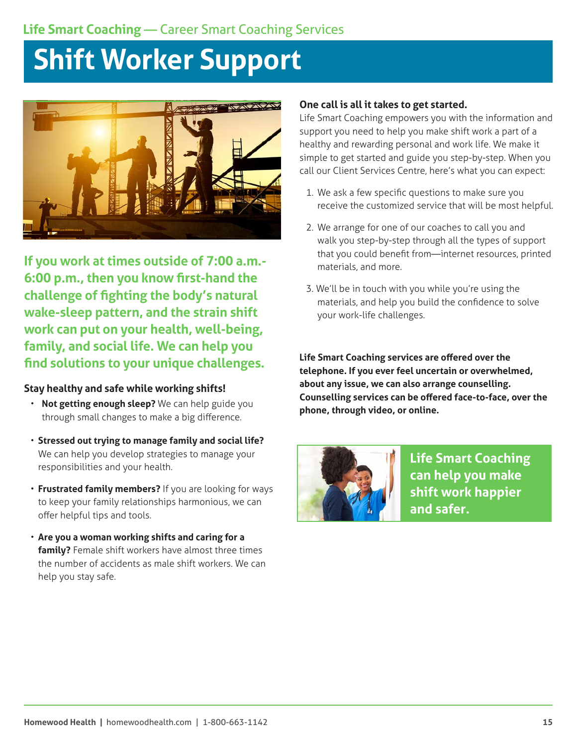Life Smart Coaching — Career Smart Coaching Services

# Shift Worker Support

**If you work at times outside of 7:00 a.m.-6:00 p.m., then you know first-hand the challenge of fighting the body's natural wake-sleep pattern, and the strain shift work can put on your health, well-being, family, and social life. We can help you find solutions to your unique challenges.**

**Stay healthy and safe while working shifts!**

- **Not getting enough sleep?** We can help guide you through small changes to make a big difference.
- **Stressed out trying to manage family and social life?** We can help you develop strategies to manage your responsibilities and your health.
- **Frustrated family members?** If you are looking for ways to keep your family relationships harmonious, we can offer helpful tips and tools.
- **Are you a woman working shifts and caring for a family?** Female shift workers have almost three times the number of accidents as male shift workers. We can help you stay safe.

**One call is all it takes to get started.**

Life Smart Coaching empowers you with the information and support you need to help you make shift work a part of a healthy and rewarding personal and work life. We make it simple to get started and guide you step-by-step. When you call our Client Services Centre, here's what you can expect:

1. We ask a few specific questions to make sure you receive the customized service that will be most helpful.
2. We arrange for one of our coaches to call you and walk you step-by-step through all the types of support that you could benefit from—internet resources, printed materials, and more.
3. We'll be in touch with you while you're using the materials, and help you build the confidence to solve your work-life challenges.

**Life Smart Coaching services are offered over the telephone. If you ever feel uncertain or overwhelmed, about any issue, we can also arrange counselling. Counselling services can be offered face-to-face, over the phone, through video, or online.**

**Life Smart Coaching can help you make shift work happier and safer.**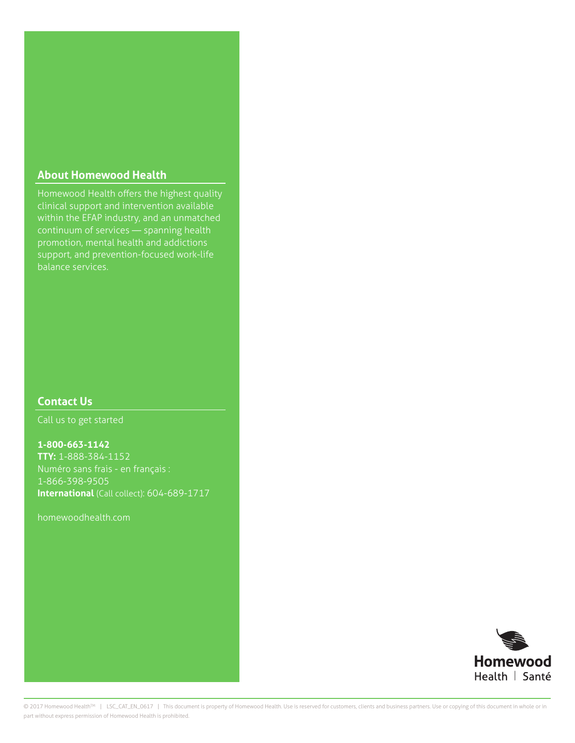## About Homewood Health

Homewood Health offers the highest quality clinical support and intervention available within the EFAP industry, and an unmatched continuum of services — spanning health promotion, mental health and addictions support, and prevention-focused work-life balance services.

## Contact Us

Call us to get started

**1-800-663-1142**
**TTY:** 1-888-384-1152
Numéro sans frais - en français : 1-866-398-9505
**International** (Call collect): 604-689-1717

homewoodhealth.com

Homewood Health | Santé

© 2017 Homewood Health™ | LSC_CAT_EN_0617 | This document is property of Homewood Health. Use is reserved for customers, clients and business partners. Use or copying of this document in whole or in part without express permission of Homewood Health is prohibited.